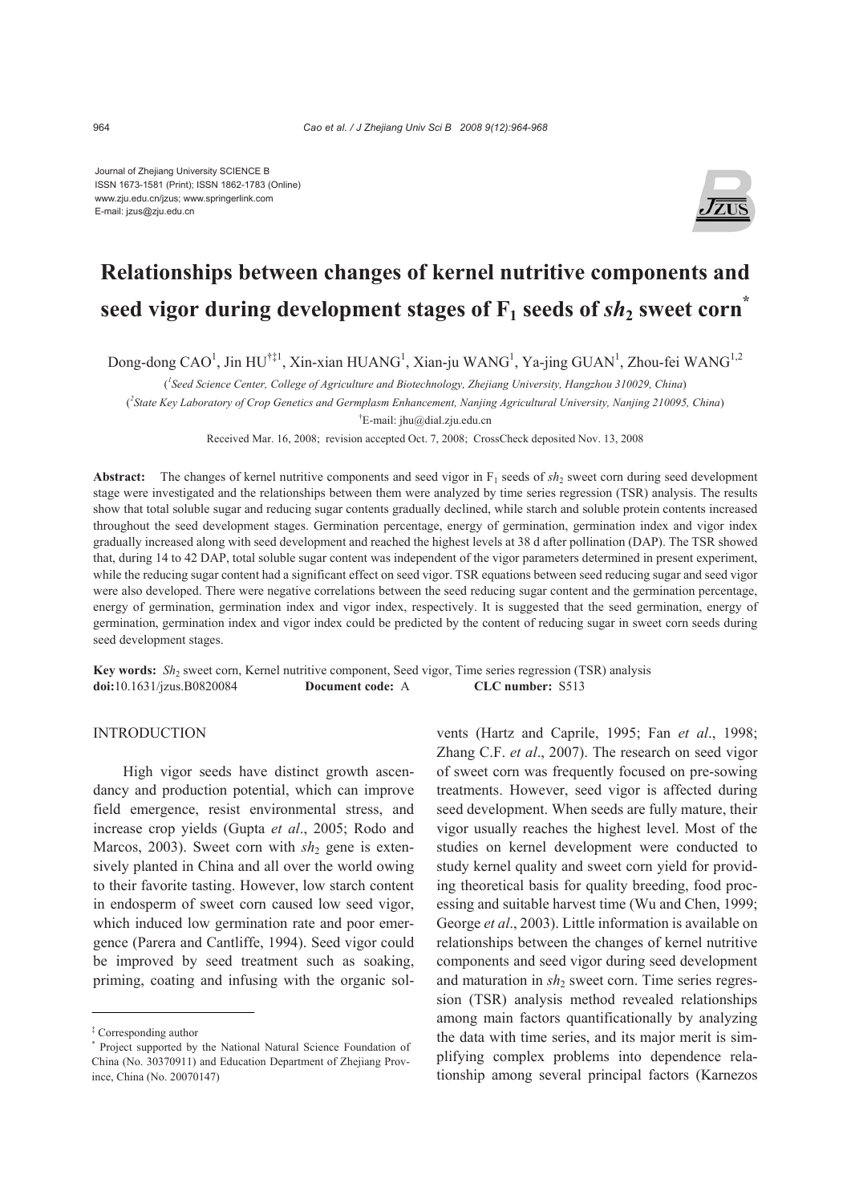Journal of Zhejiang University SCIENCE B
ISSN 1673-1581 (Print); ISSN 1862-1783 (Online)
www.zju.edu.cn/jzus; www.springerlink.com
E-mail: jzus@zju.edu.cn

# Relationships between changes of kernel nutritive components and seed vigor during development stages of $F_1$ seeds of *sh*$_2$ sweet corn*

Dong-dong CAO[1], Jin HU[†‡1], Xin-xian HUANG[1], Xian-ju WANG[1], Ya-jing GUAN[1], Zhou-fei WANG[1,2]

([1]*Seed Science Center, College of Agriculture and Biotechnology, Zhejiang University, Hangzhou 310029, China*)

([2]*State Key Laboratory of Crop Genetics and Germplasm Enhancement, Nanjing Agricultural University, Nanjing 210095, China*)

[†]E-mail: jhu@dial.zju.edu.cn

Received Mar. 16, 2008; revision accepted Oct. 7, 2008; CrossCheck deposited Nov. 13, 2008

**Abstract:** The changes of kernel nutritive components and seed vigor in $F_1$ seeds of *sh*$_2$ sweet corn during seed development stage were investigated and the relationships between them were analyzed by time series regression (TSR) analysis. The results show that total soluble sugar and reducing sugar contents gradually declined, while starch and soluble protein contents increased throughout the seed development stages. Germination percentage, energy of germination, germination index and vigor index gradually increased along with seed development and reached the highest levels at 38 d after pollination (DAP). The TSR showed that, during 14 to 42 DAP, total soluble sugar content was independent of the vigor parameters determined in present experiment, while the reducing sugar content had a significant effect on seed vigor. TSR equations between seed reducing sugar and seed vigor were also developed. There were negative correlations between the seed reducing sugar content and the germination percentage, energy of germination, germination index and vigor index, respectively. It is suggested that the seed germination, energy of germination, germination index and vigor index could be predicted by the content of reducing sugar in sweet corn seeds during seed development stages.

**Key words:** *Sh*$_2$ sweet corn, Kernel nutritive component, Seed vigor, Time series regression (TSR) analysis
**doi:**10.1631/jzus.B0820084 **Document code:** A **CLC number:** S513

## INTRODUCTION

High vigor seeds have distinct growth ascendancy and production potential, which can improve field emergence, resist environmental stress, and increase crop yields (Gupta *et al*., 2005; Rodo and Marcos, 2003). Sweet corn with *sh*$_2$ gene is extensively planted in China and all over the world owing to their favorite tasting. However, low starch content in endosperm of sweet corn caused low seed vigor, which induced low germination rate and poor emergence (Parera and Cantliffe, 1994). Seed vigor could be improved by seed treatment such as soaking, priming, coating and infusing with the organic solvents (Hartz and Caprile, 1995; Fan *et al*., 1998; Zhang C.F. *et al*., 2007). The research on seed vigor of sweet corn was frequently focused on pre-sowing treatments. However, seed vigor is affected during seed development. When seeds are fully mature, their vigor usually reaches the highest level. Most of the studies on kernel development were conducted to study kernel quality and sweet corn yield for providing theoretical basis for quality breeding, food processing and suitable harvest time (Wu and Chen, 1999; George *et al*., 2003). Little information is available on relationships between the changes of kernel nutritive components and seed vigor during seed development and maturation in *sh*$_2$ sweet corn. Time series regression (TSR) analysis method revealed relationships among main factors quantificationally by analyzing the data with time series, and its major merit is simplifying complex problems into dependence relationship among several principal factors (Karnezos

---

‡ Corresponding author
\* Project supported by the National Natural Science Foundation of China (No. 30370911) and Education Department of Zhejiang Province, China (No. 20070147)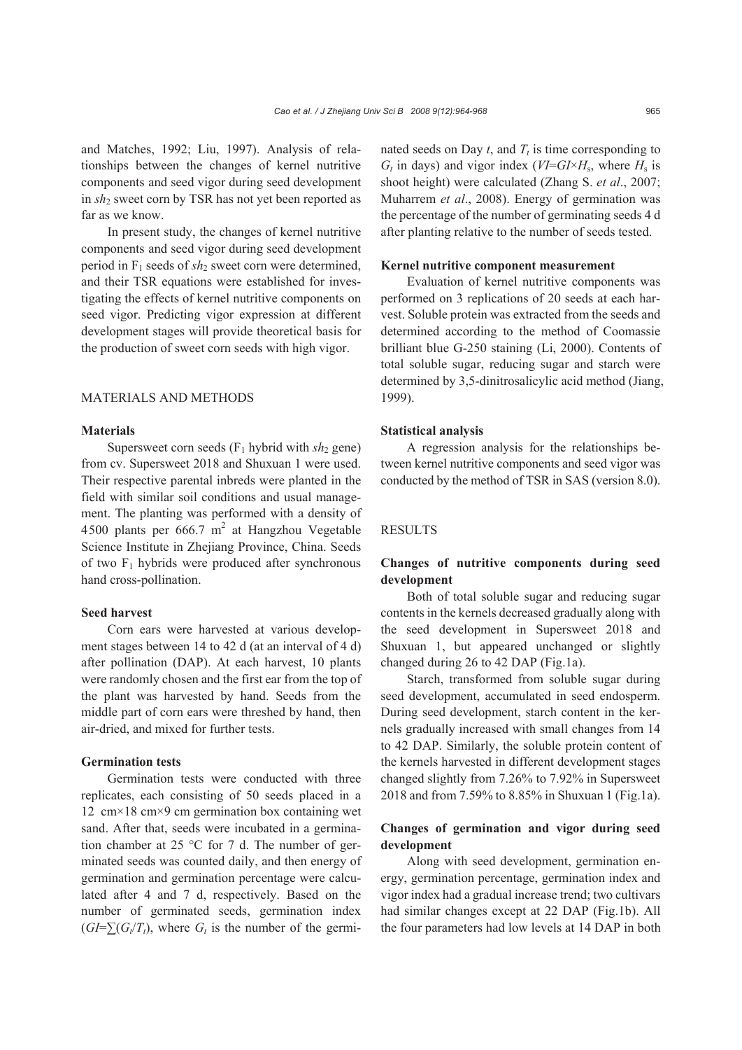and Matches, 1992; Liu, 1997). Analysis of relationships between the changes of kernel nutritive components and seed vigor during seed development in $sh_2$ sweet corn by TSR has not yet been reported as far as we know.

In present study, the changes of kernel nutritive components and seed vigor during seed development period in $F_1$ seeds of $sh_2$ sweet corn were determined, and their TSR equations were established for investigating the effects of kernel nutritive components on seed vigor. Predicting vigor expression at different development stages will provide theoretical basis for the production of sweet corn seeds with high vigor.

## MATERIALS AND METHODS

### Materials

Supersweet corn seeds ($F_1$ hybrid with $sh_2$ gene) from cv. Supersweet 2018 and Shuxuan 1 were used. Their respective parental inbreds were planted in the field with similar soil conditions and usual management. The planting was performed with a density of 4500 plants per 666.7 $m^2$ at Hangzhou Vegetable Science Institute in Zhejiang Province, China. Seeds of two $F_1$ hybrids were produced after synchronous hand cross-pollination.

### Seed harvest

Corn ears were harvested at various development stages between 14 to 42 d (at an interval of 4 d) after pollination (DAP). At each harvest, 10 plants were randomly chosen and the first ear from the top of the plant was harvested by hand. Seeds from the middle part of corn ears were threshed by hand, then air-dried, and mixed for further tests.

### Germination tests

Germination tests were conducted with three replicates, each consisting of 50 seeds placed in a 12 cm×18 cm×9 cm germination box containing wet sand. After that, seeds were incubated in a germination chamber at 25 °C for 7 d. The number of germinated seeds was counted daily, and then energy of germination and germination percentage were calculated after 4 and 7 d, respectively. Based on the number of germinated seeds, germination index ($GI=\sum(G_t/T_t)$, where $G_t$ is the number of the germinated seeds on Day $t$, and $T_t$ is time corresponding to $G_t$ in days) and vigor index ($VI=GI\times H_s$, where $H_s$ is shoot height) were calculated (Zhang S. *et al*., 2007; Muharrem *et al*., 2008). Energy of germination was the percentage of the number of germinating seeds 4 d after planting relative to the number of seeds tested.

### Kernel nutritive component measurement

Evaluation of kernel nutritive components was performed on 3 replications of 20 seeds at each harvest. Soluble protein was extracted from the seeds and determined according to the method of Coomassie brilliant blue G-250 staining (Li, 2000). Contents of total soluble sugar, reducing sugar and starch were determined by 3,5-dinitrosalicylic acid method (Jiang, 1999).

### Statistical analysis

A regression analysis for the relationships between kernel nutritive components and seed vigor was conducted by the method of TSR in SAS (version 8.0).

## RESULTS

### Changes of nutritive components during seed development

Both of total soluble sugar and reducing sugar contents in the kernels decreased gradually along with the seed development in Supersweet 2018 and Shuxuan 1, but appeared unchanged or slightly changed during 26 to 42 DAP (Fig.1a).

Starch, transformed from soluble sugar during seed development, accumulated in seed endosperm. During seed development, starch content in the kernels gradually increased with small changes from 14 to 42 DAP. Similarly, the soluble protein content of the kernels harvested in different development stages changed slightly from 7.26% to 7.92% in Supersweet 2018 and from 7.59% to 8.85% in Shuxuan 1 (Fig.1a).

### Changes of germination and vigor during seed development

Along with seed development, germination energy, germination percentage, germination index and vigor index had a gradual increase trend; two cultivars had similar changes except at 22 DAP (Fig.1b). All the four parameters had low levels at 14 DAP in both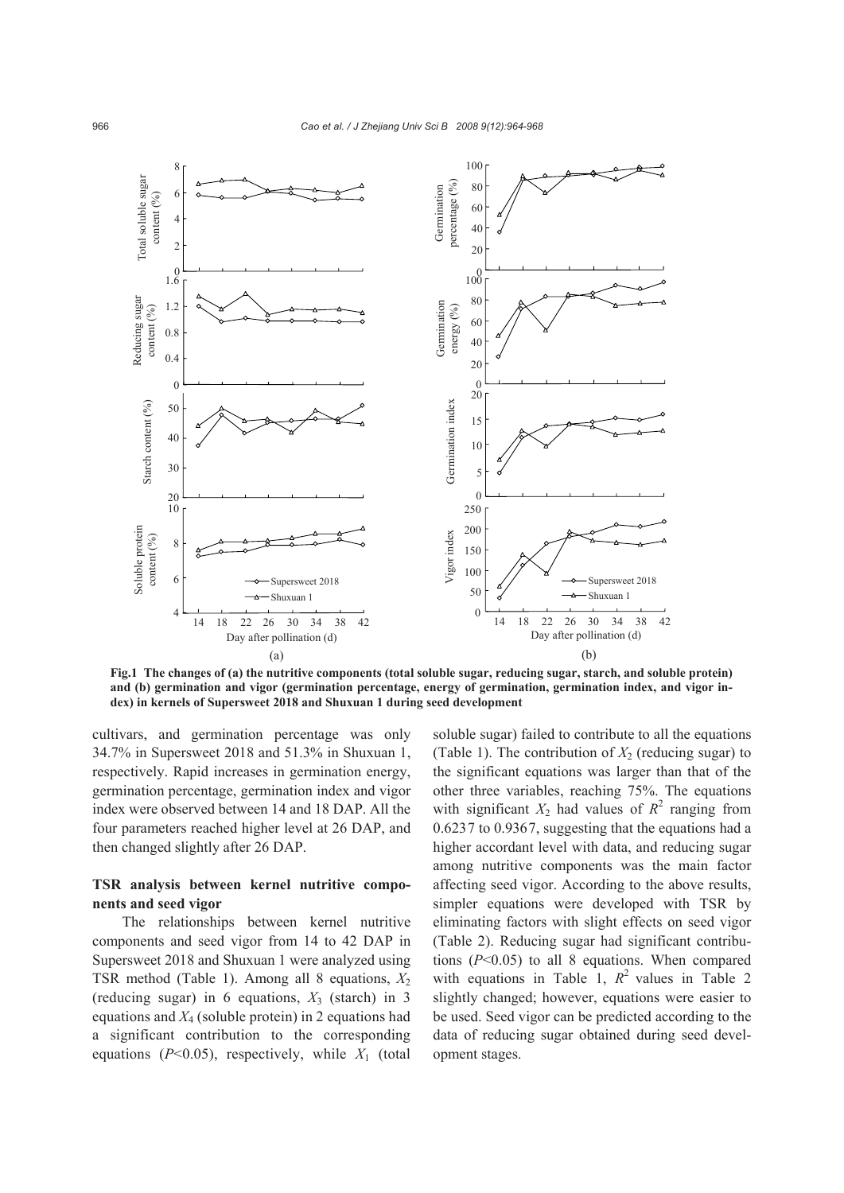**Fig.1 The changes of (a) the nutritive components (total soluble sugar, reducing sugar, starch, and soluble protein) and (b) germination and vigor (germination percentage, energy of germination, germination index, and vigor index) in kernels of Supersweet 2018 and Shuxuan 1 during seed development**

cultivars, and germination percentage was only 34.7% in Supersweet 2018 and 51.3% in Shuxuan 1, respectively. Rapid increases in germination energy, germination percentage, germination index and vigor index were observed between 14 and 18 DAP. All the four parameters reached higher level at 26 DAP, and then changed slightly after 26 DAP.

### TSR analysis between kernel nutritive components and seed vigor

The relationships between kernel nutritive components and seed vigor from 14 to 42 DAP in Supersweet 2018 and Shuxuan 1 were analyzed using TSR method (Table 1). Among all 8 equations, $X_2$ (reducing sugar) in 6 equations, $X_3$ (starch) in 3 equations and $X_4$ (soluble protein) in 2 equations had a significant contribution to the corresponding equations ($P<0.05$), respectively, while $X_1$ (total soluble sugar) failed to contribute to all the equations (Table 1). The contribution of $X_2$ (reducing sugar) to the significant equations was larger than that of the other three variables, reaching 75%. The equations with significant $X_2$ had values of $R^2$ ranging from 0.6237 to 0.9367, suggesting that the equations had a higher accordant level with data, and reducing sugar among nutritive components was the main factor affecting seed vigor. According to the above results, simpler equations were developed with TSR by eliminating factors with slight effects on seed vigor (Table 2). Reducing sugar had significant contributions ($P<0.05$) to all 8 equations. When compared with equations in Table 1, $R^2$ values in Table 2 slightly changed; however, equations were easier to be used. Seed vigor can be predicted according to the data of reducing sugar obtained during seed development stages.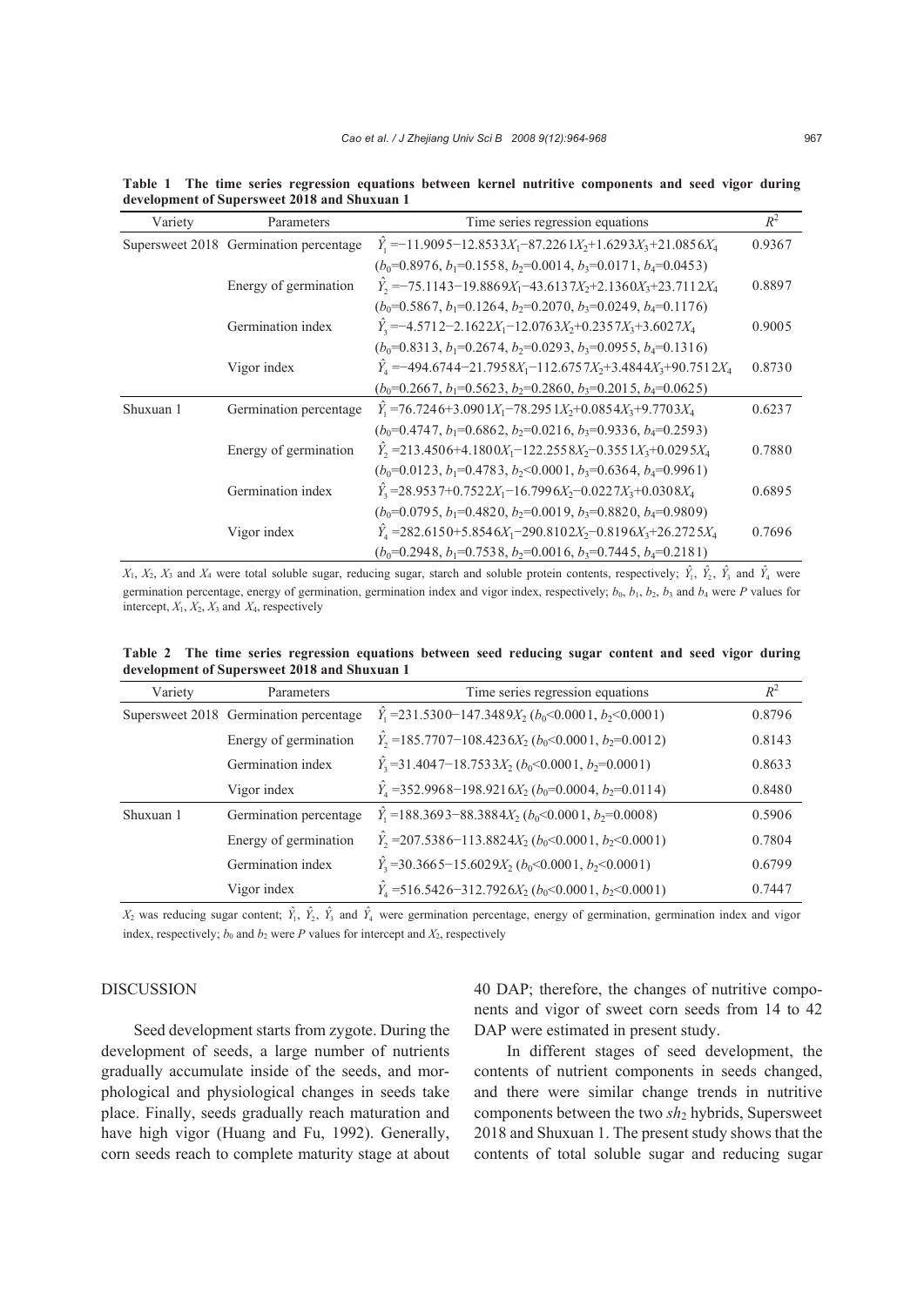**Table 1 The time series regression equations between kernel nutritive components and seed vigor during development of Supersweet 2018 and Shuxuan 1**

| Variety | Parameters | Time series regression equations | $R^2$ |
|---|---|---|---|
| Supersweet 2018 | Germination percentage | $\hat{Y}_1=-11.9095-12.8533X_1-87.2261X_2+1.6293X_3+21.0856X_4$ | 0.9367 |
| | | ($b_0$=0.8976, $b_1$=0.1558, $b_2$=0.0014, $b_3$=0.0171, $b_4$=0.0453) | |
| | Energy of germination | $\hat{Y}_2=-75.1143-19.8869X_1-43.6137X_2+2.1360X_3+23.7112X_4$ | 0.8897 |
| | | ($b_0$=0.5867, $b_1$=0.1264, $b_2$=0.2070, $b_3$=0.0249, $b_4$=0.1176) | |
| | Germination index | $\hat{Y}_3=-4.5712-2.1622X_1-12.0763X_2+0.2357X_3+3.6027X_4$ | 0.9005 |
| | | ($b_0$=0.8313, $b_1$=0.2674, $b_2$=0.0293, $b_3$=0.0955, $b_4$=0.1316) | |
| | Vigor index | $\hat{Y}_4=-494.6744-21.7958X_1-112.6757X_2+3.4844X_3+90.7512X_4$ | 0.8730 |
| | | ($b_0$=0.2667, $b_1$=0.5623, $b_2$=0.2860, $b_3$=0.2015, $b_4$=0.0625) | |
| Shuxuan 1 | Germination percentage | $\hat{Y}_1=76.7246+3.0901X_1-78.2951X_2+0.0854X_3+9.7703X_4$ | 0.6237 |
| | | ($b_0$=0.4747, $b_1$=0.6862, $b_2$=0.0216, $b_3$=0.9336, $b_4$=0.2593) | |
| | Energy of germination | $\hat{Y}_2=213.4506+4.1800X_1-122.2558X_2-0.3551X_3+0.0295X_4$ | 0.7880 |
| | | ($b_0$=0.0123, $b_1$=0.4783, $b_2$<0.0001, $b_3$=0.6364, $b_4$=0.9961) | |
| | Germination index | $\hat{Y}_3=28.9537+0.7522X_1-16.7996X_2-0.0227X_3+0.0308X_4$ | 0.6895 |
| | | ($b_0$=0.0795, $b_1$=0.4820, $b_2$=0.0019, $b_3$=0.8820, $b_4$=0.9809) | |
| | Vigor index | $\hat{Y}_4=282.6150+5.8546X_1-290.8102X_2-0.8196X_3+26.2725X_4$ | 0.7696 |
| | | ($b_0$=0.2948, $b_1$=0.7538, $b_2$=0.0016, $b_3$=0.7445, $b_4$=0.2181) | |

$X_1$, $X_2$, $X_3$ and $X_4$ were total soluble sugar, reducing sugar, starch and soluble protein contents, respectively; $\hat{Y}_1$, $\hat{Y}_2$, $\hat{Y}_3$ and $\hat{Y}_4$ were germination percentage, energy of germination, germination index and vigor index, respectively; $b_0$, $b_1$, $b_2$, $b_3$ and $b_4$ were $P$ values for intercept, $X_1$, $X_2$, $X_3$ and $X_4$, respectively

**Table 2 The time series regression equations between seed reducing sugar content and seed vigor during development of Supersweet 2018 and Shuxuan 1**

| Variety | Parameters | Time series regression equations | $R^2$ |
|---|---|---|---|
| Supersweet 2018 | Germination percentage | $\hat{Y}_1=231.5300-147.3489X_2$ ($b_0$<0.0001, $b_2$<0.0001) | 0.8796 |
| | Energy of germination | $\hat{Y}_2=185.7707-108.4236X_2$ ($b_0$<0.0001, $b_2$=0.0012) | 0.8143 |
| | Germination index | $\hat{Y}_3=31.4047-18.7533X_2$ ($b_0$<0.0001, $b_2$=0.0001) | 0.8633 |
| | Vigor index | $\hat{Y}_4=352.9968-198.9216X_2$ ($b_0$=0.0004, $b_2$=0.0114) | 0.8480 |
| Shuxuan 1 | Germination percentage | $\hat{Y}_1=188.3693-88.3884X_2$ ($b_0$<0.0001, $b_2$=0.0008) | 0.5906 |
| | Energy of germination | $\hat{Y}_2=207.5386-113.8824X_2$ ($b_0$<0.0001, $b_2$<0.0001) | 0.7804 |
| | Germination index | $\hat{Y}_3=30.3665-15.6029X_2$ ($b_0$<0.0001, $b_2$<0.0001) | 0.6799 |
| | Vigor index | $\hat{Y}_4=516.5426-312.7926X_2$ ($b_0$<0.0001, $b_2$<0.0001) | 0.7447 |

$X_2$ was reducing sugar content; $\hat{Y}_1$, $\hat{Y}_2$, $\hat{Y}_3$ and $\hat{Y}_4$ were germination percentage, energy of germination, germination index and vigor index, respectively; $b_0$ and $b_2$ were $P$ values for intercept and $X_2$, respectively

## DISCUSSION

Seed development starts from zygote. During the development of seeds, a large number of nutrients gradually accumulate inside of the seeds, and morphological and physiological changes in seeds take place. Finally, seeds gradually reach maturation and have high vigor (Huang and Fu, 1992). Generally, corn seeds reach to complete maturity stage at about 40 DAP; therefore, the changes of nutritive components and vigor of sweet corn seeds from 14 to 42 DAP were estimated in present study.

In different stages of seed development, the contents of nutrient components in seeds changed, and there were similar change trends in nutritive components between the two $sh_2$ hybrids, Supersweet 2018 and Shuxuan 1. The present study shows that the contents of total soluble sugar and reducing sugar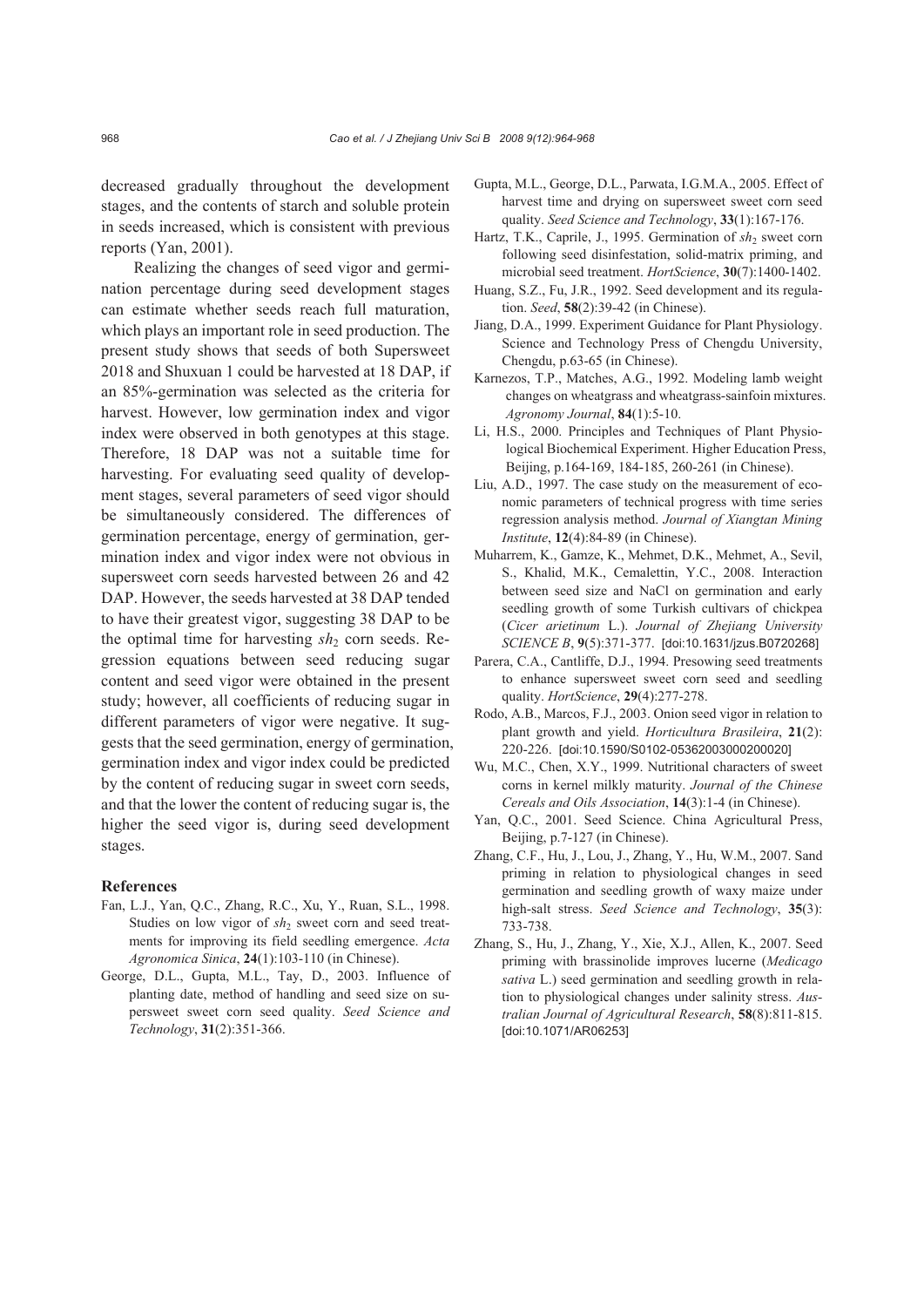decreased gradually throughout the development stages, and the contents of starch and soluble protein in seeds increased, which is consistent with previous reports (Yan, 2001).

Realizing the changes of seed vigor and germination percentage during seed development stages can estimate whether seeds reach full maturation, which plays an important role in seed production. The present study shows that seeds of both Supersweet 2018 and Shuxuan 1 could be harvested at 18 DAP, if an 85%-germination was selected as the criteria for harvest. However, low germination index and vigor index were observed in both genotypes at this stage. Therefore, 18 DAP was not a suitable time for harvesting. For evaluating seed quality of development stages, several parameters of seed vigor should be simultaneously considered. The differences of germination percentage, energy of germination, germination index and vigor index were not obvious in supersweet corn seeds harvested between 26 and 42 DAP. However, the seeds harvested at 38 DAP tended to have their greatest vigor, suggesting 38 DAP to be the optimal time for harvesting $sh_2$ corn seeds. Regression equations between seed reducing sugar content and seed vigor were obtained in the present study; however, all coefficients of reducing sugar in different parameters of vigor were negative. It suggests that the seed germination, energy of germination, germination index and vigor index could be predicted by the content of reducing sugar in sweet corn seeds, and that the lower the content of reducing sugar is, the higher the seed vigor is, during seed development stages.

## References

Fan, L.J., Yan, Q.C., Zhang, R.C., Xu, Y., Ruan, S.L., 1998. Studies on low vigor of $sh_2$ sweet corn and seed treatments for improving its field seedling emergence. *Acta Agronomica Sinica*, **24**(1):103-110 (in Chinese).

George, D.L., Gupta, M.L., Tay, D., 2003. Influence of planting date, method of handling and seed size on supersweet sweet corn seed quality. *Seed Science and Technology*, **31**(2):351-366.

Gupta, M.L., George, D.L., Parwata, I.G.M.A., 2005. Effect of harvest time and drying on supersweet sweet corn seed quality. *Seed Science and Technology*, **33**(1):167-176.

Hartz, T.K., Caprile, J., 1995. Germination of $sh_2$ sweet corn following seed disinfestation, solid-matrix priming, and microbial seed treatment. *HortScience*, **30**(7):1400-1402.

Huang, S.Z., Fu, J.R., 1992. Seed development and its regulation. *Seed*, **58**(2):39-42 (in Chinese).

Jiang, D.A., 1999. Experiment Guidance for Plant Physiology. Science and Technology Press of Chengdu University, Chengdu, p.63-65 (in Chinese).

Karnezos, T.P., Matches, A.G., 1992. Modeling lamb weight changes on wheatgrass and wheatgrass-sainfoin mixtures. *Agronomy Journal*, **84**(1):5-10.

Li, H.S., 2000. Principles and Techniques of Plant Physiological Biochemical Experiment. Higher Education Press, Beijing, p.164-169, 184-185, 260-261 (in Chinese).

Liu, A.D., 1997. The case study on the measurement of economic parameters of technical progress with time series regression analysis method. *Journal of Xiangtan Mining Institute*, **12**(4):84-89 (in Chinese).

Muharrem, K., Gamze, K., Mehmet, D.K., Mehmet, A., Sevil, S., Khalid, M.K., Cemalettin, Y.C., 2008. Interaction between seed size and NaCl on germination and early seedling growth of some Turkish cultivars of chickpea (*Cicer arietinum* L.). *Journal of Zhejiang University SCIENCE B*, **9**(5):371-377. [doi:10.1631/jzus.B0720268]

Parera, C.A., Cantliffe, D.J., 1994. Presowing seed treatments to enhance supersweet sweet corn seed and seedling quality. *HortScience*, **29**(4):277-278.

Rodo, A.B., Marcos, F.J., 2003. Onion seed vigor in relation to plant growth and yield. *Horticultura Brasileira*, **21**(2): 220-226. [doi:10.1590/S0102-05362003000200020]

Wu, M.C., Chen, X.Y., 1999. Nutritional characters of sweet corns in kernel milkly maturity. *Journal of the Chinese Cereals and Oils Association*, **14**(3):1-4 (in Chinese).

Yan, Q.C., 2001. Seed Science. China Agricultural Press, Beijing, p.7-127 (in Chinese).

Zhang, C.F., Hu, J., Lou, J., Zhang, Y., Hu, W.M., 2007. Sand priming in relation to physiological changes in seed germination and seedling growth of waxy maize under high-salt stress. *Seed Science and Technology*, **35**(3): 733-738.

Zhang, S., Hu, J., Zhang, Y., Xie, X.J., Allen, K., 2007. Seed priming with brassinolide improves lucerne (*Medicago sativa* L.) seed germination and seedling growth in relation to physiological changes under salinity stress. *Australian Journal of Agricultural Research*, **58**(8):811-815. [doi:10.1071/AR06253]